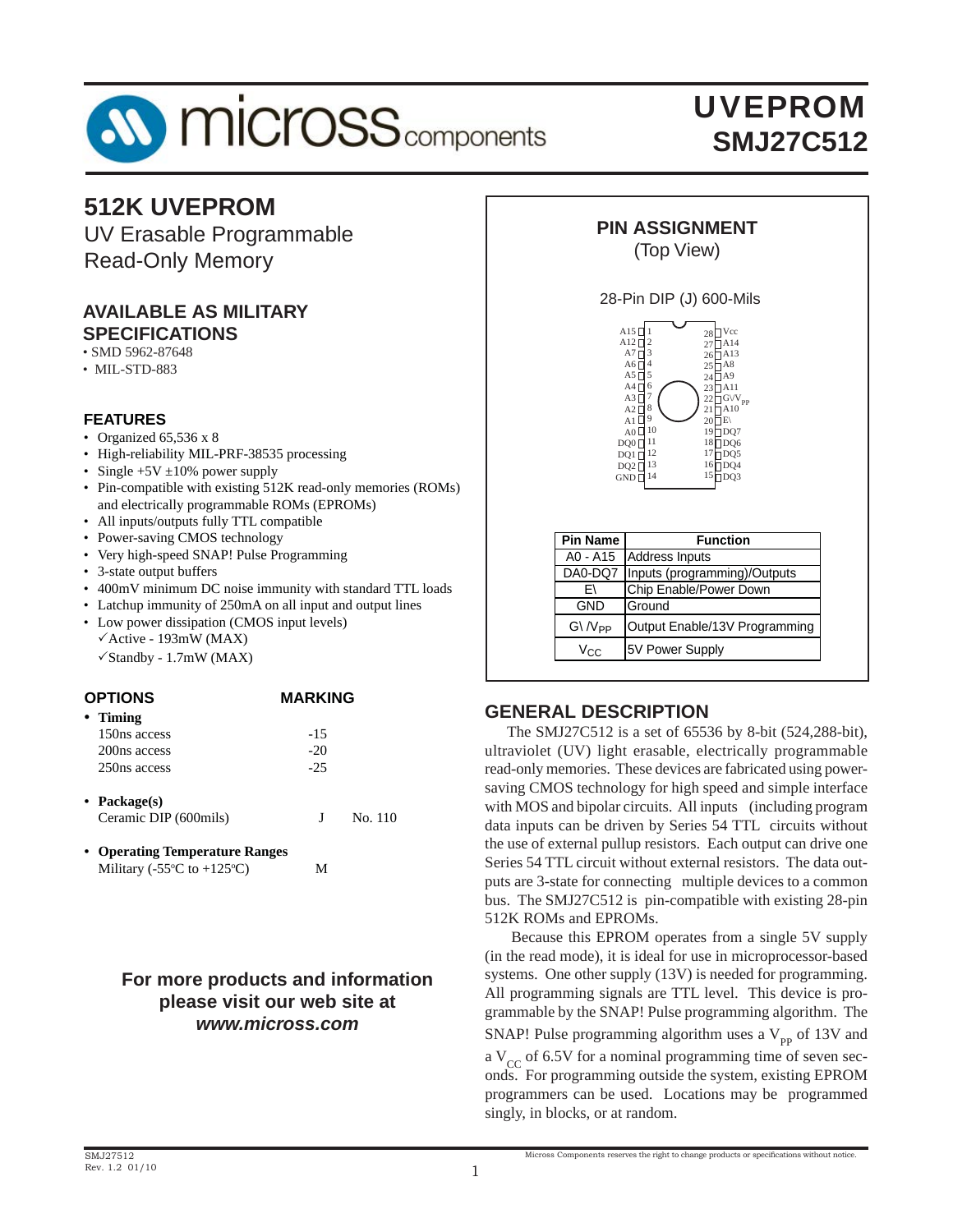# UVEPROM SMJ27C512

## 512K UVEPROM

UV Erasable Programmable Read-Only Memory

### AVAILABLE AS MILITARY SPECIFICATIONS

- SMD 5962-87648
- MIL-STD-883

### FEATURES

- Organized 65,536 x 8
- High-reliability MIL-PRF-38535 processing
- Single +5V ±10% power supply
- Pin-compatible with existing 512K read-only memories (ROMs) and electrically programmable ROMs (EPROMs)
- All inputs/outputs fully TTL compatible
- Power-saving CMOS technology
- Very high-speed SNAP! Pulse Programming
- 3-state output buffers
- 400mV minimum DC noise immunity with standard TTL loads
- Latchup immunity of 250mA on all input and output lines
- Low power dissipation (CMOS input levels)
  - ✓Active - 193mW (MAX)
  - ✓Standby - 1.7mW (MAX)

### OPTIONS / MARKING

- **Timing**
  - 150ns access: -15
  - 200ns access: -20
  - 250ns access: -25
- **Package(s)**
  - Ceramic DIP (600mils): J, No. 110
- **Operating Temperature Ranges**
  - Military (-55°C to +125°C): M

**For more products and information please visit our web site at *www.micross.com***

### PIN ASSIGNMENT
(Top View)

28-Pin DIP (J) 600-Mils

| Pin | Name | Pin | Name |
|---|---|---|---|
| 1 | A15 | 28 | Vcc |
| 2 | A12 | 27 | A14 |
| 3 | A7 | 26 | A13 |
| 4 | A6 | 25 | A8 |
| 5 | A5 | 24 | A9 |
| 6 | A4 | 23 | A11 |
| 7 | A3 | 22 | G\/$V_{PP}$ |
| 8 | A2 | 21 | A10 |
| 9 | A1 | 20 | E\ |
| 10 | A0 | 19 | DQ7 |
| 11 | DQ0 | 18 | DQ6 |
| 12 | DQ1 | 17 | DQ5 |
| 13 | DQ2 | 16 | DQ4 |
| 14 | GND | 15 | DQ3 |

| Pin Name | Function |
|---|---|
| A0 - A15 | Address Inputs |
| DA0-DQ7 | Inputs (programming)/Outputs |
| E\ | Chip Enable/Power Down |
| GND | Ground |
| G\ /$V_{PP}$ | Output Enable/13V Programming |
| $V_{CC}$ | 5V Power Supply |

### GENERAL DESCRIPTION

The SMJ27C512 is a set of 65536 by 8-bit (524,288-bit), ultraviolet (UV) light erasable, electrically programmable read-only memories. These devices are fabricated using power-saving CMOS technology for high speed and simple interface with MOS and bipolar circuits. All inputs (including program data inputs can be driven by Series 54 TTL circuits without the use of external pullup resistors. Each output can drive one Series 54 TTL circuit without external resistors. The data outputs are 3-state for connecting multiple devices to a common bus. The SMJ27C512 is pin-compatible with existing 28-pin 512K ROMs and EPROMs.

Because this EPROM operates from a single 5V supply (in the read mode), it is ideal for use in microprocessor-based systems. One other supply (13V) is needed for programming. All programming signals are TTL level. This device is programmable by the SNAP! Pulse programming algorithm. The SNAP! Pulse programming algorithm uses a $V_{PP}$ of 13V and a $V_{CC}$ of 6.5V for a nominal programming time of seven seconds. For programming outside the system, existing EPROM programmers can be used. Locations may be programmed singly, in blocks, or at random.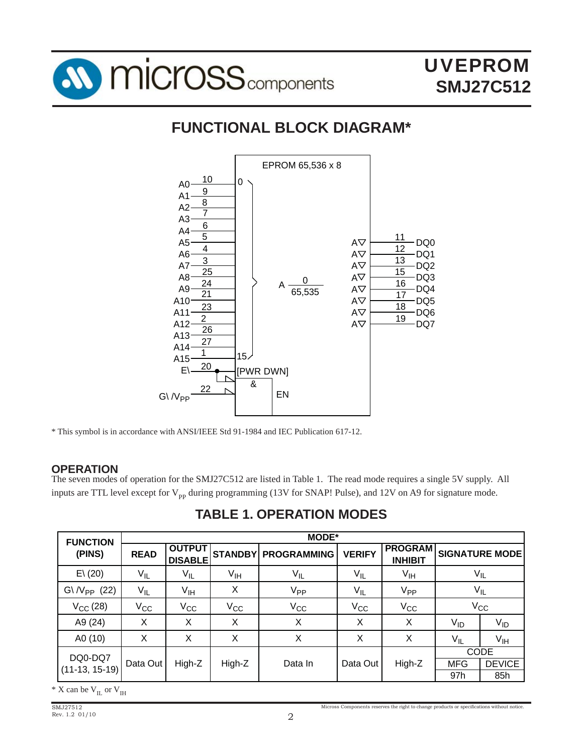## FUNCTIONAL BLOCK DIAGRAM*

* This symbol is in accordance with ANSI/IEEE Std 91-1984 and IEC Publication 617-12.

### OPERATION

The seven modes of operation for the SMJ27C512 are listed in Table 1. The read mode requires a single 5V supply. All inputs are TTL level except for $V_{PP}$ during programming (13V for SNAP! Pulse), and 12V on A9 for signature mode.

## TABLE 1. OPERATION MODES

| FUNCTION (PINS) | MODE* | | | | | | | |
|---|---|---|---|---|---|---|---|---|
| | READ | OUTPUT DISABLE | STANDBY | PROGRAMMING | VERIFY | PROGRAM INHIBIT | SIGNATURE MODE | |
| E\ (20) | $V_{IL}$ | $V_{IL}$ | $V_{IH}$ | $V_{IL}$ | $V_{IL}$ | $V_{IH}$ | $V_{IL}$ | |
| G\ /$V_{PP}$ (22) | $V_{IL}$ | $V_{IH}$ | X | $V_{PP}$ | $V_{IL}$ | $V_{PP}$ | $V_{IL}$ | |
| $V_{CC}$ (28) | $V_{CC}$ | $V_{CC}$ | $V_{CC}$ | $V_{CC}$ | $V_{CC}$ | $V_{CC}$ | $V_{CC}$ | |
| A9 (24) | X | X | X | X | X | X | $V_{ID}$ | $V_{ID}$ |
| A0 (10) | X | X | X | X | X | X | $V_{IL}$ | $V_{IH}$ |
| DQ0-DQ7 (11-13, 15-19) | Data Out | High-Z | High-Z | Data In | Data Out | High-Z | CODE | |
| | | | | | | | MFG | DEVICE |
| | | | | | | | 97h | 85h |

* X can be $V_{IL}$ or $V_{IH}$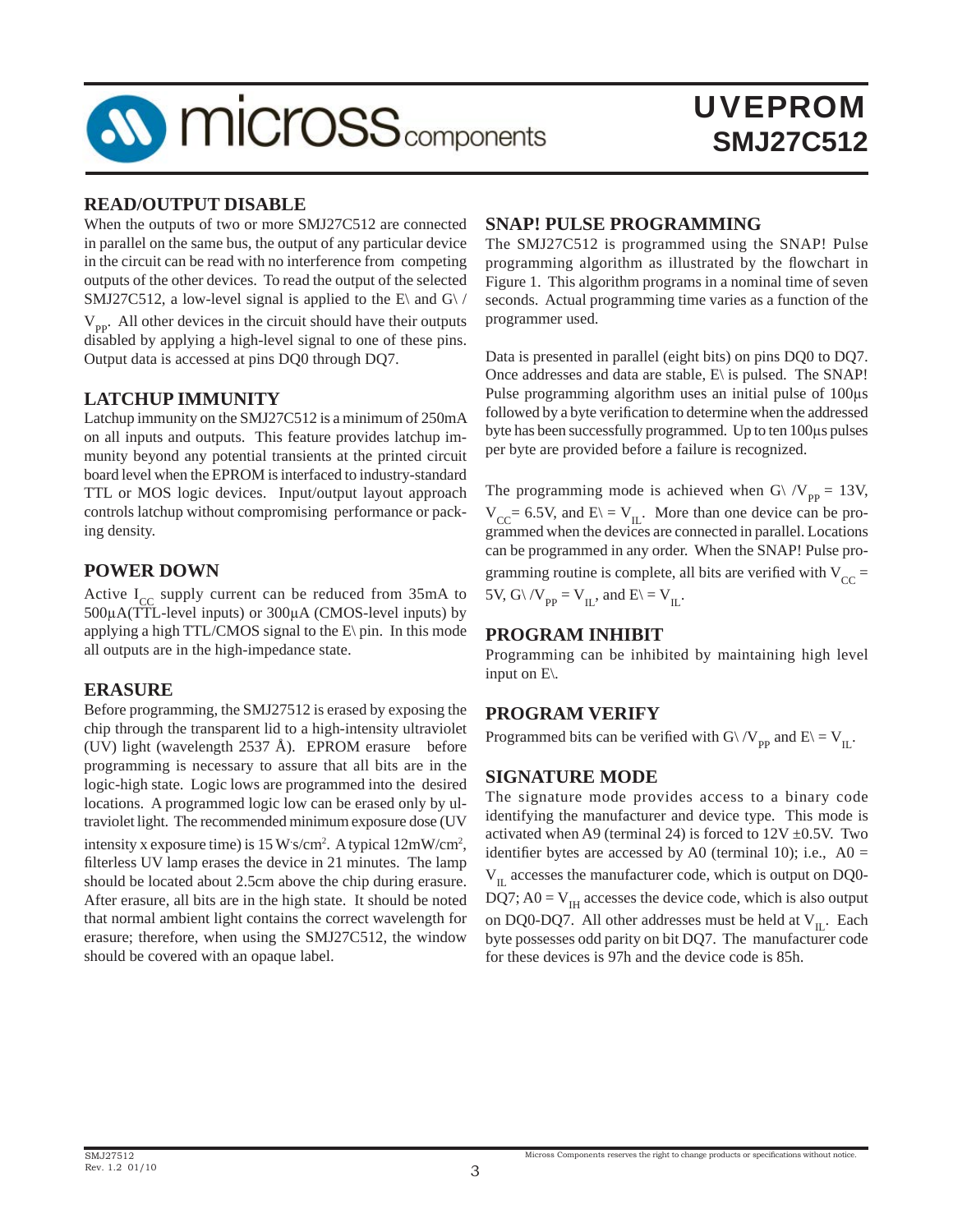## READ/OUTPUT DISABLE

When the outputs of two or more SMJ27C512 are connected in parallel on the same bus, the output of any particular device in the circuit can be read with no interference from competing outputs of the other devices. To read the output of the selected SMJ27C512, a low-level signal is applied to the E\ and G\ / $V_{PP}$. All other devices in the circuit should have their outputs disabled by applying a high-level signal to one of these pins. Output data is accessed at pins DQ0 through DQ7.

## LATCHUP IMMUNITY

Latchup immunity on the SMJ27C512 is a minimum of 250mA on all inputs and outputs. This feature provides latchup immunity beyond any potential transients at the printed circuit board level when the EPROM is interfaced to industry-standard TTL or MOS logic devices. Input/output layout approach controls latchup without compromising performance or packing density.

## POWER DOWN

Active $I_{CC}$ supply current can be reduced from 35mA to 500µA(TTL-level inputs) or 300µA (CMOS-level inputs) by applying a high TTL/CMOS signal to the E\ pin. In this mode all outputs are in the high-impedance state.

## ERASURE

Before programming, the SMJ27512 is erased by exposing the chip through the transparent lid to a high-intensity ultraviolet (UV) light (wavelength 2537 Å). EPROM erasure before programming is necessary to assure that all bits are in the logic-high state. Logic lows are programmed into the desired locations. A programmed logic low can be erased only by ultraviolet light. The recommended minimum exposure dose (UV intensity x exposure time) is 15 W·s/cm². A typical 12mW/cm², filterless UV lamp erases the device in 21 minutes. The lamp should be located about 2.5cm above the chip during erasure. After erasure, all bits are in the high state. It should be noted that normal ambient light contains the correct wavelength for erasure; therefore, when using the SMJ27C512, the window should be covered with an opaque label.

## SNAP! PULSE PROGRAMMING

The SMJ27C512 is programmed using the SNAP! Pulse programming algorithm as illustrated by the flowchart in Figure 1. This algorithm programs in a nominal time of seven seconds. Actual programming time varies as a function of the programmer used.

Data is presented in parallel (eight bits) on pins DQ0 to DQ7. Once addresses and data are stable, E\ is pulsed. The SNAP! Pulse programming algorithm uses an initial pulse of 100µs followed by a byte verification to determine when the addressed byte has been successfully programmed. Up to ten 100µs pulses per byte are provided before a failure is recognized.

The programming mode is achieved when G\ /$V_{PP}$ = 13V, $V_{CC}$= 6.5V, and E\ = $V_{IL}$. More than one device can be programmed when the devices are connected in parallel. Locations can be programmed in any order. When the SNAP! Pulse programming routine is complete, all bits are verified with $V_{CC}$ = 5V, G\ /$V_{PP}$ = $V_{IL}$, and E\ = $V_{IL}$.

## PROGRAM INHIBIT

Programming can be inhibited by maintaining high level input on E\.

## PROGRAM VERIFY

Programmed bits can be verified with G\ /$V_{PP}$ and E\ = $V_{IL}$.

## SIGNATURE MODE

The signature mode provides access to a binary code identifying the manufacturer and device type. This mode is activated when A9 (terminal 24) is forced to 12V ±0.5V. Two identifier bytes are accessed by A0 (terminal 10); i.e., A0 = $V_{IL}$ accesses the manufacturer code, which is output on DQ0-DQ7; A0 = $V_{IH}$ accesses the device code, which is also output on DQ0-DQ7. All other addresses must be held at $V_{IL}$. Each byte possesses odd parity on bit DQ7. The manufacturer code for these devices is 97h and the device code is 85h.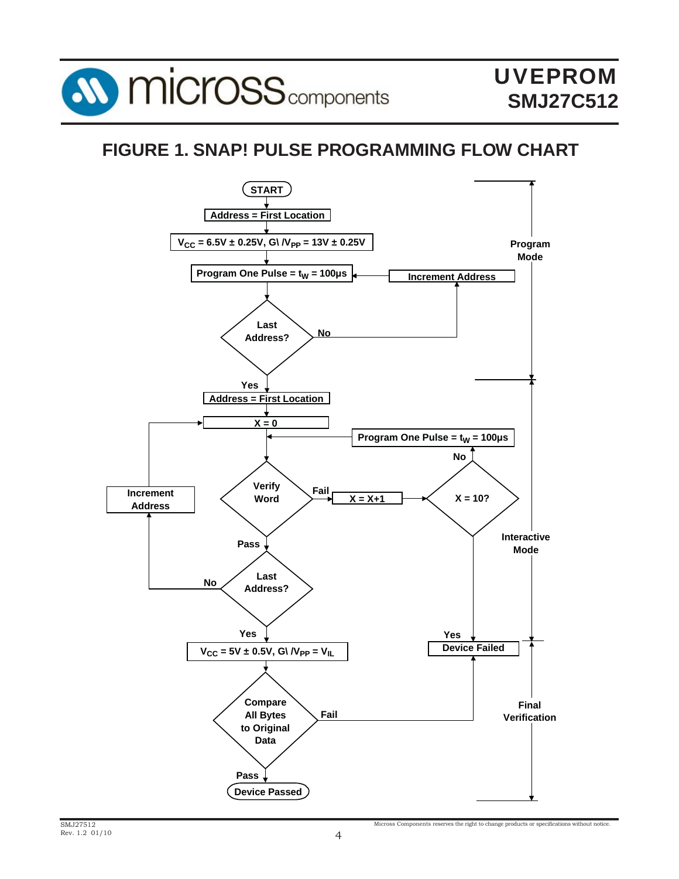# FIGURE 1. SNAP! PULSE PROGRAMMING FLOW CHART

START

Address = First Location

$V_{CC}$ = 6.5V ± 0.25V, G\ /$V_{PP}$ = 13V ± 0.25V

Program One Pulse = $t_W$ = 100μs

Last Address? — No → Increment Address → Program One Pulse

Yes

**Program Mode**

Address = First Location

X = 0

Verify Word — Fail → X = X+1 → X = 10? — No → Program One Pulse = $t_W$ = 100μs → Verify Word

X = 10? — Yes → Device Failed

Pass

Last Address? — No → Increment Address → X = 0

Yes

**Interactive Mode**

$V_{CC}$ = 5V ± 0.5V, G\ /$V_{PP}$ = $V_{IL}$

Compare All Bytes to Original Data — Fail → Device Failed

Pass

Device Passed

**Final Verification**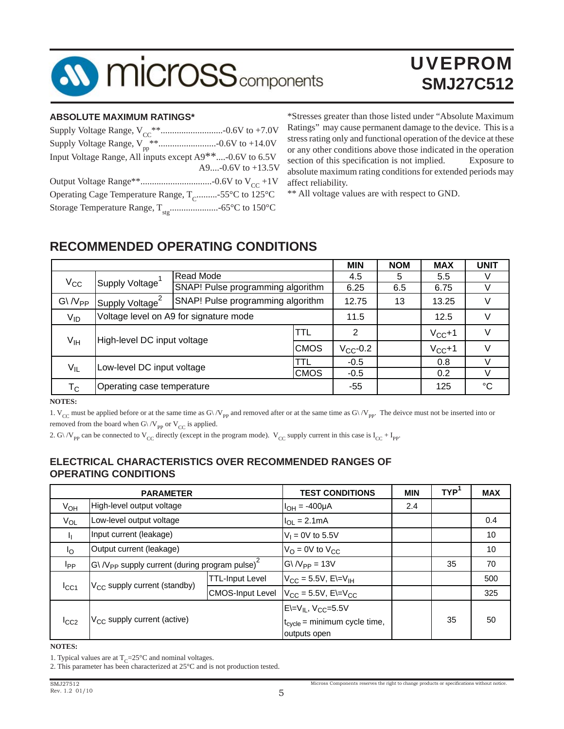### ABSOLUTE MAXIMUM RATINGS*

Supply Voltage Range, $V_{CC}$**............................-0.6V to +7.0V
Supply Voltage Range, $V_{pp}$**.........................-0.6V to +14.0V
Input Voltage Range, All inputs except A9**....-0.6V to 6.5V
A9....-0.6V to +13.5V
Output Voltage Range**...............................-0.6V to $V_{CC}$ +1V
Operating Cage Temperature Range, $T_C$.........-55°C to 125°C
Storage Temperature Range, $T_{stg}$.....................-65°C to 150°C

*Stresses greater than those listed under "Absolute Maximum Ratings" may cause permanent damage to the device. This is a stress rating only and functional operation of the device at these or any other conditions above those indicated in the operation section of this specification is not implied. Exposure to absolute maximum rating conditions for extended periods may affect reliability.

** All voltage values are with respect to GND.

## RECOMMENDED OPERATING CONDITIONS

| | | | | MIN | NOM | MAX | UNIT |
|---|---|---|---|---|---|---|---|
| $V_{CC}$ | Supply Voltage[1] | Read Mode | | 4.5 | 5 | 5.5 | V |
| | | SNAP! Pulse programming algorithm | | 6.25 | 6.5 | 6.75 | V |
| G\ /$V_{PP}$ | Supply Voltage[2] | SNAP! Pulse programming algorithm | | 12.75 | 13 | 13.25 | V |
| $V_{ID}$ | Voltage level on A9 for signature mode | | | 11.5 | | 12.5 | V |
| $V_{IH}$ | High-level DC input voltage | | TTL | 2 | | $V_{CC}$+1 | V |
| | | | CMOS | $V_{CC}$-0.2 | | $V_{CC}$+1 | V |
| $V_{IL}$ | Low-level DC input voltage | | TTL | -0.5 | | 0.8 | V |
| | | | CMOS | -0.5 | | 0.2 | V |
| $T_C$ | Operating case temperature | | | -55 | | 125 | °C |

**NOTES:**

1. $V_{CC}$ must be applied before or at the same time as G\ /$V_{PP}$ and removed after or at the same time as G\ /$V_{PP}$. The deivce must not be inserted into or removed from the board when G\ /$V_{PP}$ or $V_{CC}$ is applied.
2. G\ /$V_{PP}$ can be connected to $V_{CC}$ directly (except in the program mode). $V_{CC}$ supply current in this case is $I_{CC}$ + $I_{PP}$.

### ELECTRICAL CHARACTERISTICS OVER RECOMMENDED RANGES OF OPERATING CONDITIONS

| PARAMETER | | | TEST CONDITIONS | MIN | TYP[1] | MAX |
|---|---|---|---|---|---|---|
| $V_{OH}$ | High-level output voltage | | $I_{OH}$ = -400µA | 2.4 | | |
| $V_{OL}$ | Low-level output voltage | | $I_{OL}$ = 2.1mA | | | 0.4 |
| $I_I$ | Input current (leakage) | | $V_I$ = 0V to 5.5V | | | 10 |
| $I_O$ | Output current (leakage) | | $V_O$ = 0V to $V_{CC}$ | | | 10 |
| $I_{PP}$ | G\ /$V_{PP}$ supply current (during program pulse)[2] | | G\ /$V_{PP}$ = 13V | | 35 | 70 |
| $I_{CC1}$ | $V_{CC}$ supply current (standby) | TTL-Input Level | $V_{CC}$ = 5.5V, E\=$V_{IH}$ | | | 500 |
| | | CMOS-Input Level | $V_{CC}$ = 5.5V, E\=$V_{CC}$ | | | 325 |
| $I_{CC2}$ | $V_{CC}$ supply current (active) | | E\=$V_{IL}$, $V_{CC}$=5.5V, $t_{cycle}$ = minimum cycle time, outputs open | | 35 | 50 |

**NOTES:**

1. Typical values are at $T_C$=25°C and nominal voltages.
2. This parameter has been characterized at 25°C and is not production tested.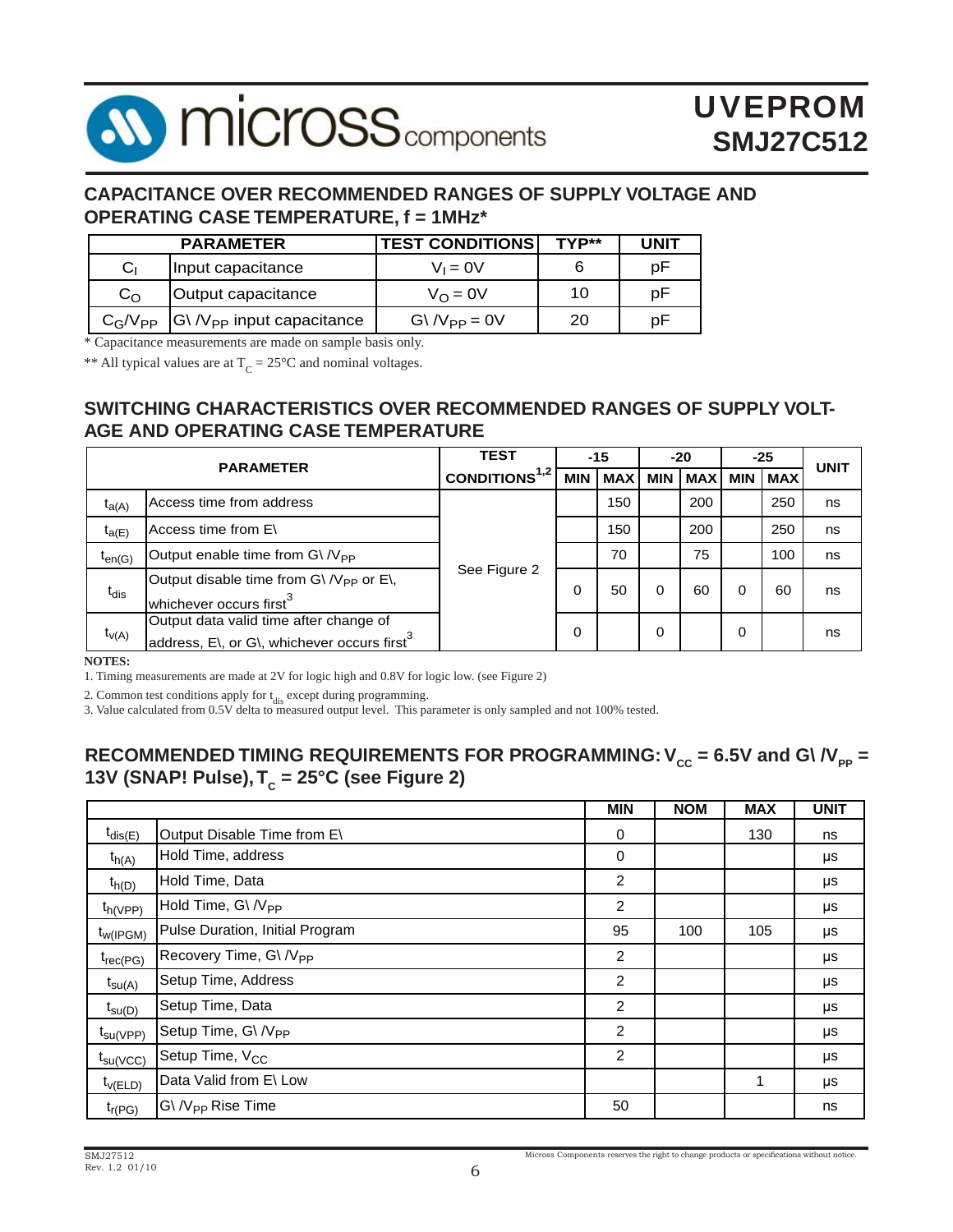## CAPACITANCE OVER RECOMMENDED RANGES OF SUPPLY VOLTAGE AND OPERATING CASE TEMPERATURE, f = 1MHz*

| PARAMETER | | TEST CONDITIONS | TYP** | UNIT |
|---|---|---|---|---|
| $C_I$ | Input capacitance | $V_I = 0V$ | 6 | pF |
| $C_O$ | Output capacitance | $V_O = 0V$ | 10 | pF |
| $C_G/V_{PP}$ | G\ /$V_{PP}$ input capacitance | G\ /$V_{PP} = 0V$ | 20 | pF |

\* Capacitance measurements are made on sample basis only.

** All typical values are at $T_C = 25°C$ and nominal voltages.

## SWITCHING CHARACTERISTICS OVER RECOMMENDED RANGES OF SUPPLY VOLTAGE AND OPERATING CASE TEMPERATURE

| PARAMETER | | TEST CONDITIONS[1,2] | -15 | | -20 | | -25 | | UNIT |
|---|---|---|---|---|---|---|---|---|---|
| | | | MIN | MAX | MIN | MAX | MIN | MAX | |
| $t_{a(A)}$ | Access time from address | See Figure 2 | | 150 | | 200 | | 250 | ns |
| $t_{a(E)}$ | Access time from E\ | | | 150 | | 200 | | 250 | ns |
| $t_{en(G)}$ | Output enable time from G\ /$V_{PP}$ | | | 70 | | 75 | | 100 | ns |
| $t_{dis}$ | Output disable time from G\ /$V_{PP}$ or E\, whichever occurs first[3] | | 0 | 50 | 0 | 60 | 0 | 60 | ns |
| $t_{v(A)}$ | Output data valid time after change of address, E\, or G\, whichever occurs first[3] | | 0 | | 0 | | 0 | | ns |

**NOTES:**

1. Timing measurements are made at 2V for logic high and 0.8V for logic low. (see Figure 2)
2. Common test conditions apply for $t_{dis}$ except during programming.
3. Value calculated from 0.5V delta to measured output level. This parameter is only sampled and not 100% tested.

## RECOMMENDED TIMING REQUIREMENTS FOR PROGRAMMING: $V_{CC}$ = 6.5V and G\ /$V_{PP}$ = 13V (SNAP! Pulse), $T_C$ = 25°C (see Figure 2)

| | | MIN | NOM | MAX | UNIT |
|---|---|---|---|---|---|
| $t_{dis(E)}$ | Output Disable Time from E\ | 0 | | 130 | ns |
| $t_{h(A)}$ | Hold Time, address | 0 | | | μs |
| $t_{h(D)}$ | Hold Time, Data | 2 | | | μs |
| $t_{h(VPP)}$ | Hold Time, G\ /$V_{PP}$ | 2 | | | μs |
| $t_{w(IPGM)}$ | Pulse Duration, Initial Program | 95 | 100 | 105 | μs |
| $t_{rec(PG)}$ | Recovery Time, G\ /$V_{PP}$ | 2 | | | μs |
| $t_{su(A)}$ | Setup Time, Address | 2 | | | μs |
| $t_{su(D)}$ | Setup Time, Data | 2 | | | μs |
| $t_{su(VPP)}$ | Setup Time, G\ /$V_{PP}$ | 2 | | | μs |
| $t_{su(VCC)}$ | Setup Time, $V_{CC}$ | 2 | | | μs |
| $t_{v(ELD)}$ | Data Valid from E\ Low | | | 1 | μs |
| $t_{r(PG)}$ | G\ /$V_{PP}$ Rise Time | 50 | | | ns |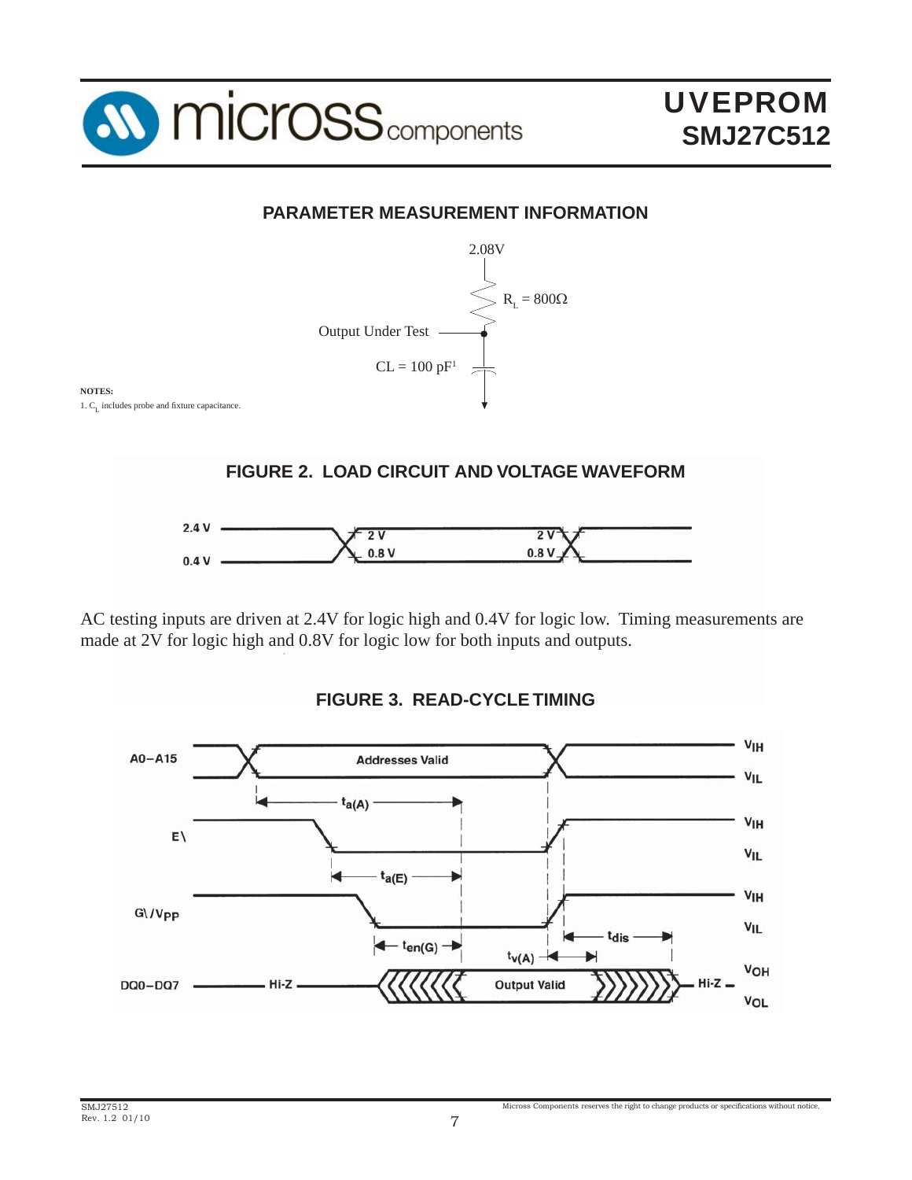## PARAMETER MEASUREMENT INFORMATION

2.08V

$R_L = 800\Omega$

Output Under Test

CL = 100 pF[1]

**NOTES:**

1. $C_L$ includes probe and fixture capacitance.

### FIGURE 2. LOAD CIRCUIT AND VOLTAGE WAVEFORM

2.4 V, 0.4 V, 2 V, 0.8 V

AC testing inputs are driven at 2.4V for logic high and 0.4V for logic low. Timing measurements are made at 2V for logic high and 0.8V for logic low for both inputs and outputs.

### FIGURE 3. READ-CYCLE TIMING

A0–A15: Addresses Valid ($V_{IH}$ / $V_{IL}$)

E\ ($V_{IH}$ / $V_{IL}$)

G\/$V_{PP}$ ($V_{IH}$ / $V_{IL}$)

DQ0–DQ7: Hi-Z — Output Valid — Hi-Z ($V_{OH}$ / $V_{OL}$)

$t_{a(A)}$, $t_{a(E)}$, $t_{en(G)}$, $t_{v(A)}$, $t_{dis}$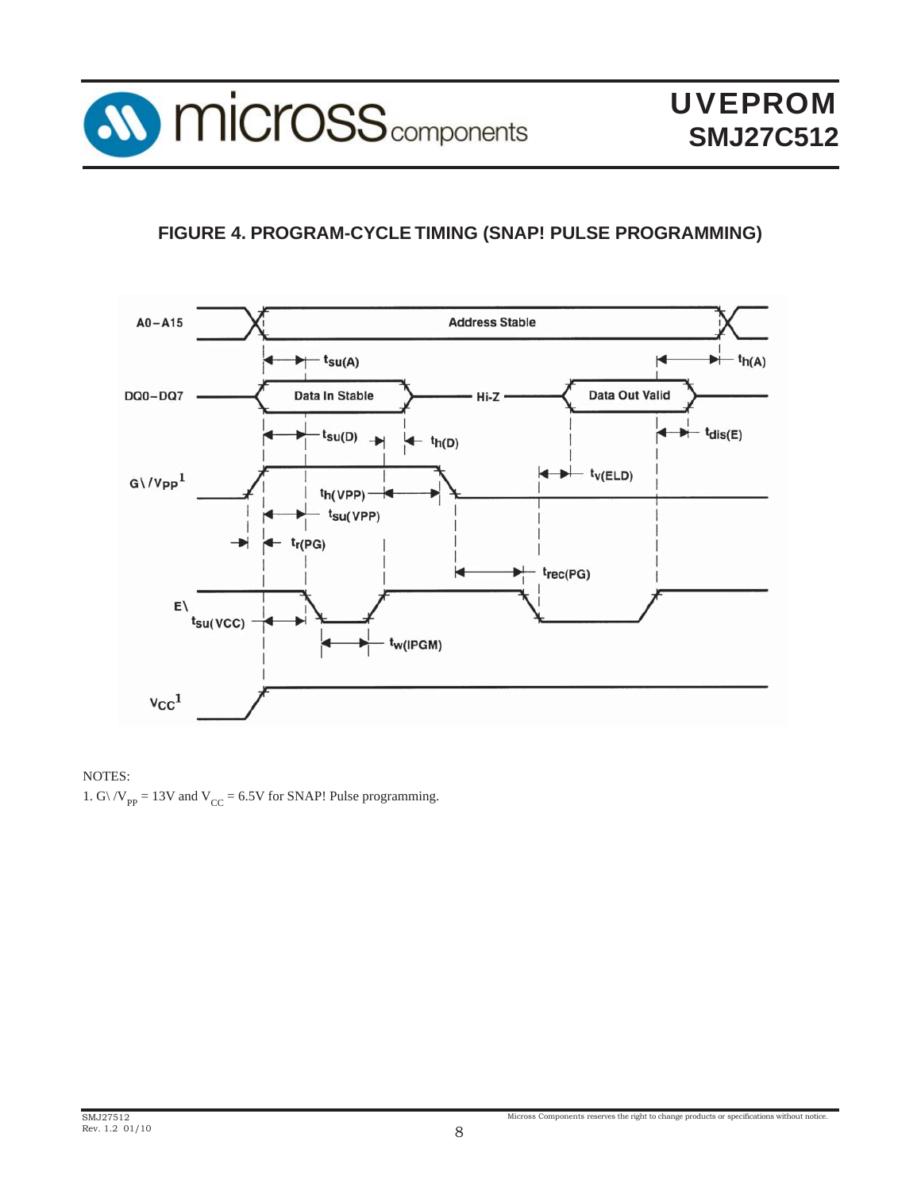## FIGURE 4. PROGRAM-CYCLE TIMING (SNAP! PULSE PROGRAMMING)

NOTES:

1. G\/$V_{PP}$ = 13V and $V_{CC}$ = 6.5V for SNAP! Pulse programming.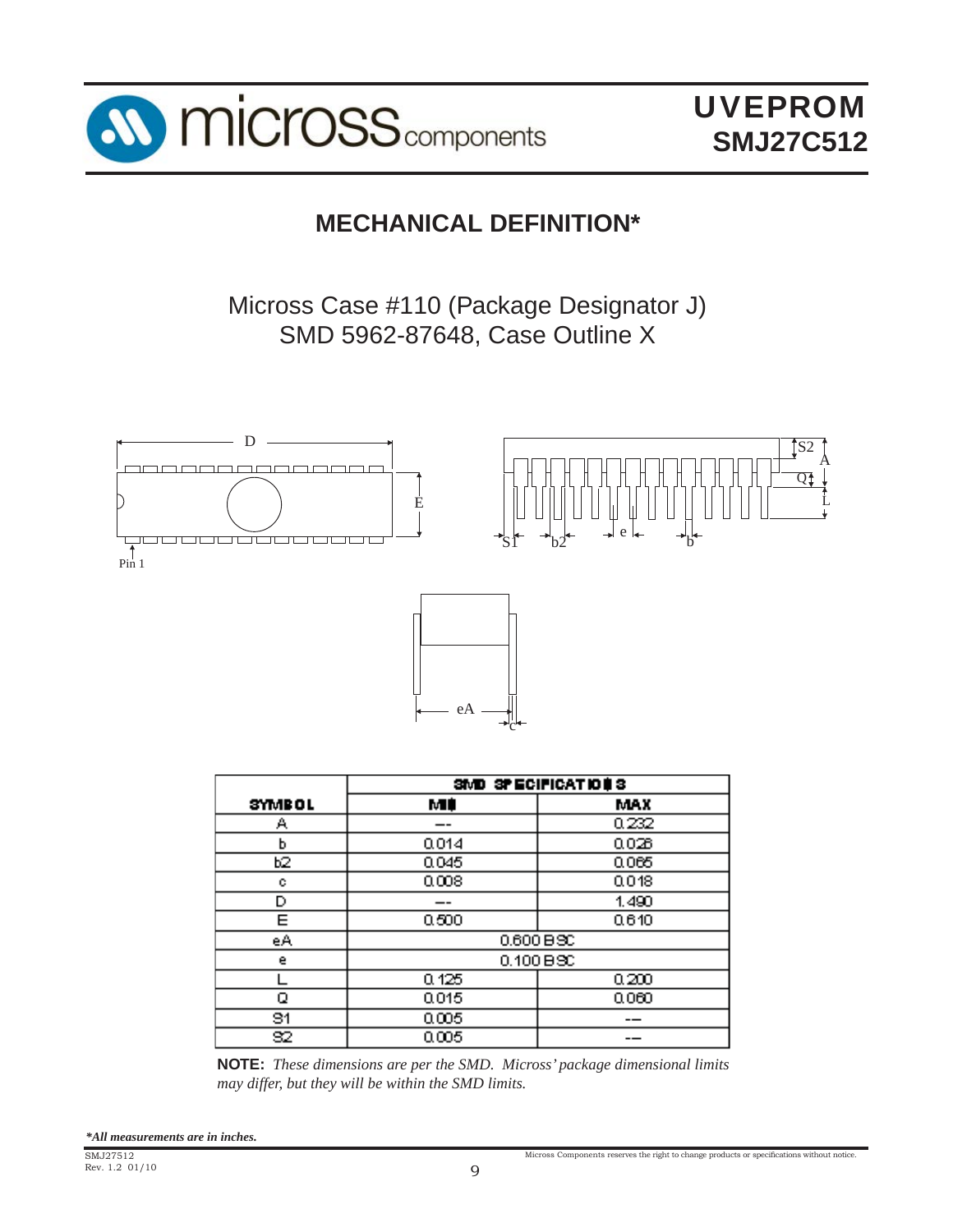## MECHANICAL DEFINITION*

Micross Case #110 (Package Designator J)
SMD 5962-87648, Case Outline X

| SYMBOL | SMD SPECIFICATIONS | |
|---|---|---|
| | MIN | MAX |
| A | --- | 0.232 |
| b | 0.014 | 0.026 |
| b2 | 0.045 | 0.065 |
| c | 0.008 | 0.018 |
| D | --- | 1.490 |
| E | 0.500 | 0.610 |
| eA | 0.600 BSC | |
| e | 0.100 BSC | |
| L | 0.125 | 0.200 |
| Q | 0.015 | 0.060 |
| S1 | 0.005 | --- |
| S2 | 0.005 | --- |

**NOTE:** *These dimensions are per the SMD. Micross' package dimensional limits may differ, but they will be within the SMD limits.*

***All measurements are in inches.***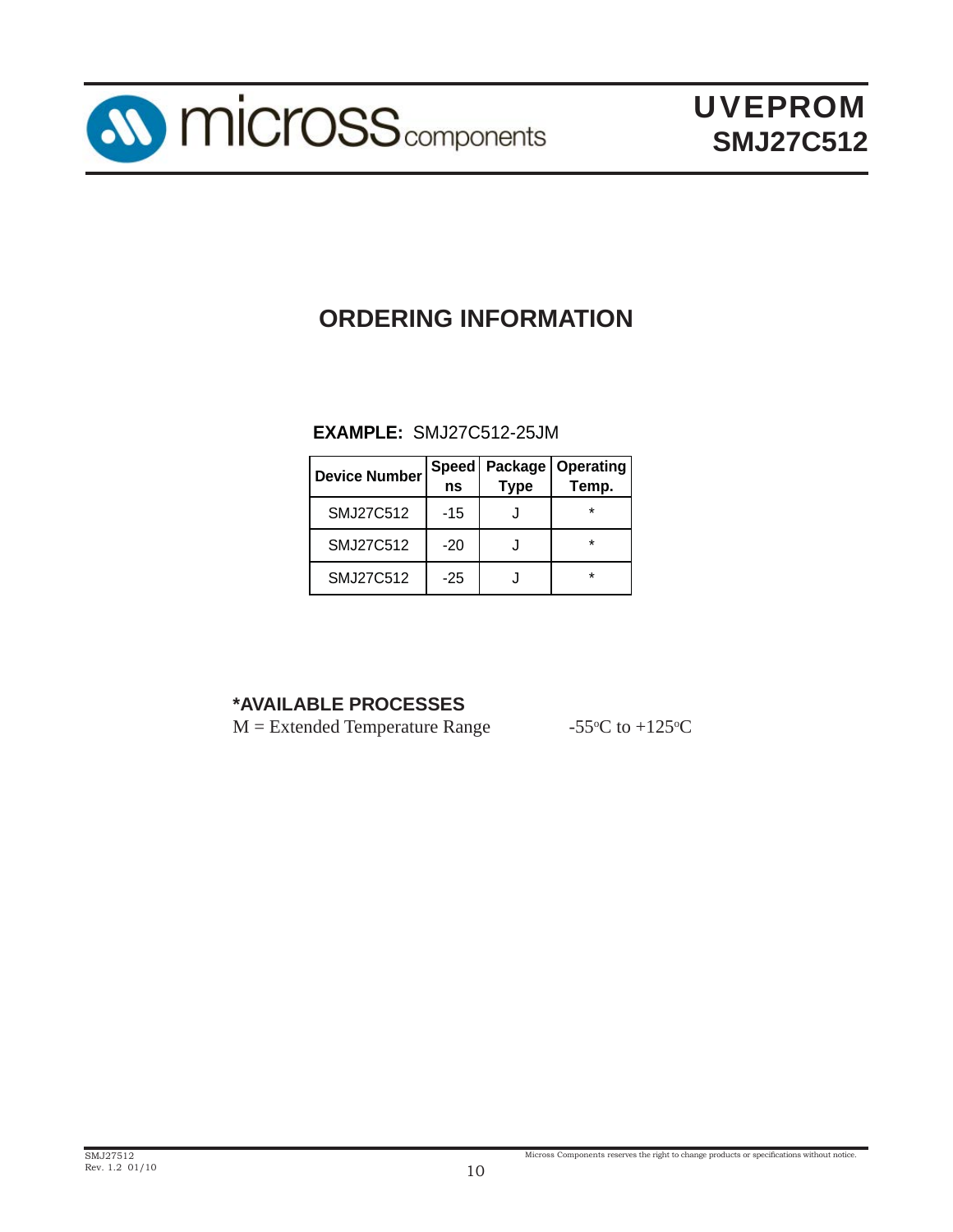## ORDERING INFORMATION

**EXAMPLE:** SMJ27C512-25JM

| Device Number | Speed ns | Package Type | Operating Temp. |
|---|---|---|---|
| SMJ27C512 | -15 | J | * |
| SMJ27C512 | -20 | J | * |
| SMJ27C512 | -25 | J | * |

**\*AVAILABLE PROCESSES**

M = Extended Temperature Range -55°C to +125°C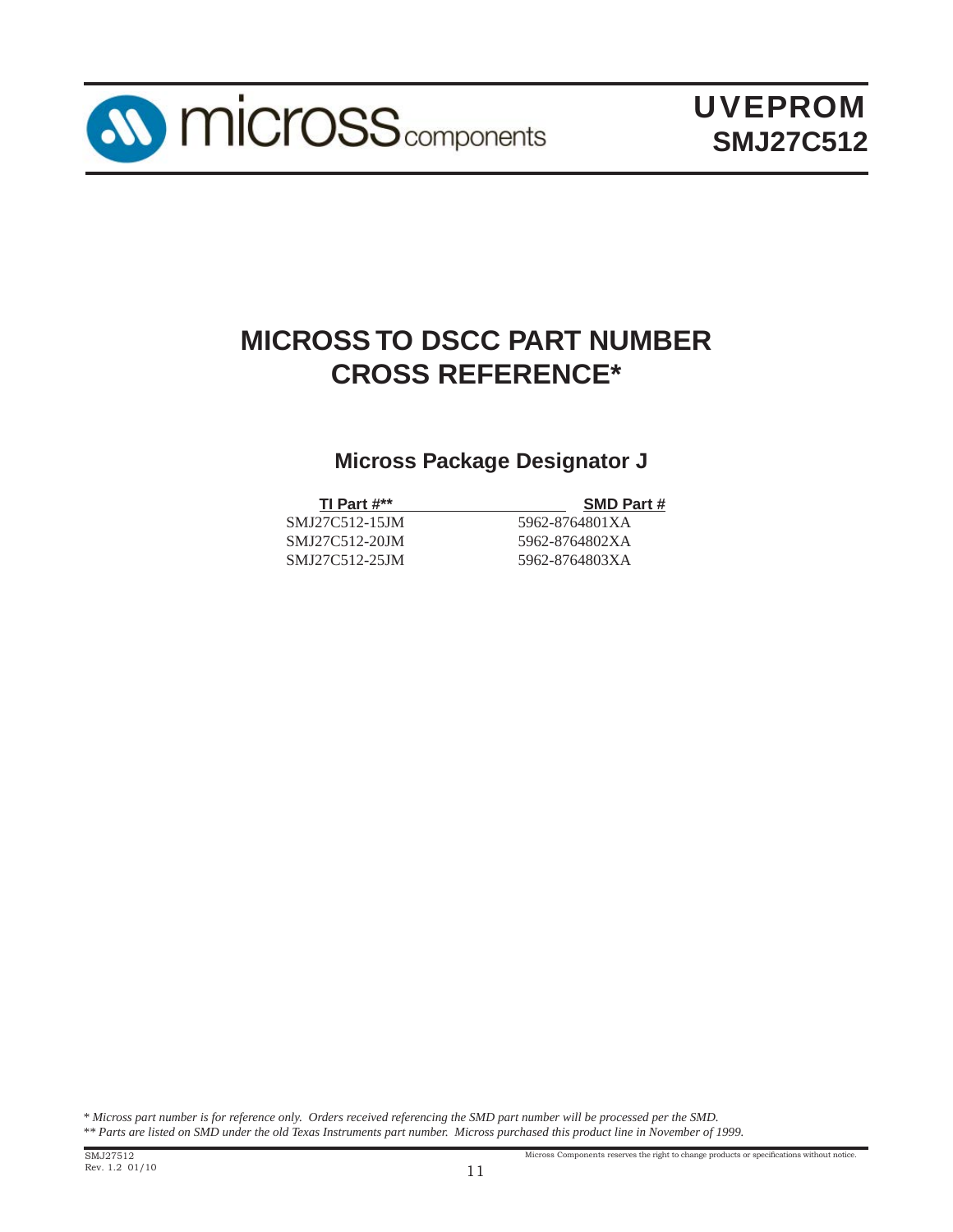# MICROSS TO DSCC PART NUMBER CROSS REFERENCE*

## Micross Package Designator J

| TI Part #** | SMD Part # |
| --- | --- |
| SMJ27C512-15JM | 5962-8764801XA |
| SMJ27C512-20JM | 5962-8764802XA |
| SMJ27C512-25JM | 5962-8764803XA |

*\* Micross part number is for reference only. Orders received referencing the SMD part number will be processed per the SMD.*
*\*\* Parts are listed on SMD under the old Texas Instruments part number. Micross purchased this product line in November of 1999.*